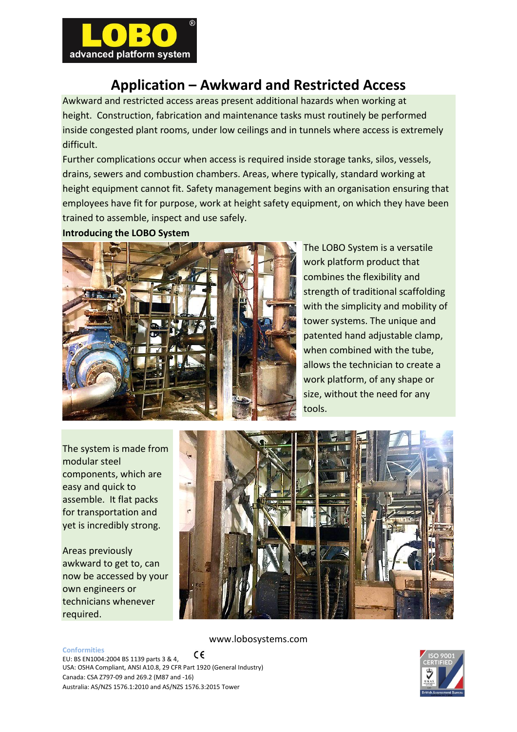# Application – Awkward and Restricted Access

Awkward and restricted access areas present additional hazards when working at height. Construction, fabrication and maintenance tasks must routinely be performed inside congested plant rooms, under low ceilings and in tunnels where access is extremely difficult.

Further complications occur when access is required inside storage tanks, silos, vessels, drains, sewers and combustion chambers. Areas, where typically, standard working at height equipment cannot fit. Safety management begins with an organisation ensuring that employees have fit for purpose, work at height safety equipment, on which they have been trained to assemble, inspect and use safely.

**Introducing the LOBO System**

The LOBO System is a versatile work platform product that combines the flexibility and strength of traditional scaffolding with the simplicity and mobility of tower systems. The unique and patented hand adjustable clamp, when combined with the tube, allows the technician to create a work platform, of any shape or size, without the need for any tools.

The system is made from modular steel components, which are easy and quick to assemble. It flat packs for transportation and yet is incredibly strong.

Areas previously awkward to get to, can now be accessed by your own engineers or technicians whenever required.

www.lobosystems.com

**Conformities**

EU: BS EN1004:2004 BS 1139 parts 3 & 4, CE
USA: OSHA Compliant, ANSI A10.8, 29 CFR Part 1920 (General Industry)
Canada: CSA Z797-09 and 269.2 (M87 and -16)
Australia: AS/NZS 1576.1:2010 and AS/NZS 1576.3:2015 Tower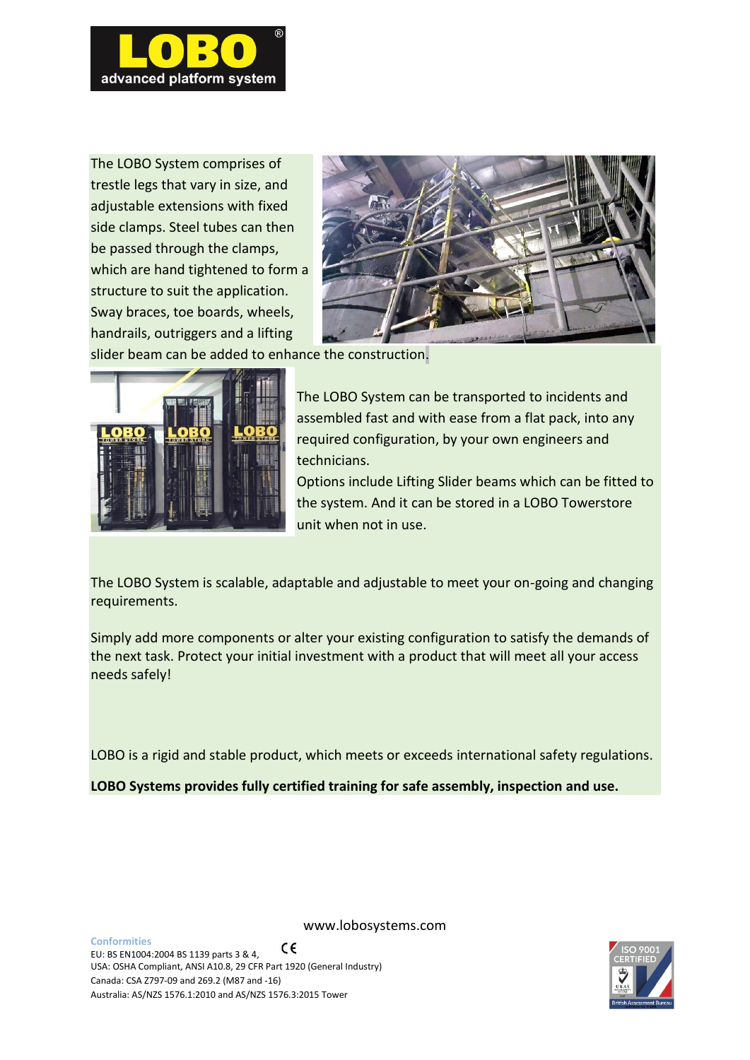**LOBO**®
advanced platform system

The LOBO System comprises of trestle legs that vary in size, and adjustable extensions with fixed side clamps. Steel tubes can then be passed through the clamps, which are hand tightened to form a structure to suit the application. Sway braces, toe boards, wheels, handrails, outriggers and a lifting slider beam can be added to enhance the construction.

The LOBO System can be transported to incidents and assembled fast and with ease from a flat pack, into any required configuration, by your own engineers and technicians.

Options include Lifting Slider beams which can be fitted to the system. And it can be stored in a LOBO Towerstore unit when not in use.

The LOBO System is scalable, adaptable and adjustable to meet your on-going and changing requirements.

Simply add more components or alter your existing configuration to satisfy the demands of the next task. Protect your initial investment with a product that will meet all your access needs safely!

LOBO is a rigid and stable product, which meets or exceeds international safety regulations.

**LOBO Systems provides fully certified training for safe assembly, inspection and use.**

www.lobosystems.com

**Conformities**

EU: BS EN1004:2004 BS 1139 parts 3 & 4, CE
USA: OSHA Compliant, ANSI A10.8, 29 CFR Part 1920 (General Industry)
Canada: CSA Z797-09 and 269.2 (M87 and -16)
Australia: AS/NZS 1576.1:2010 and AS/NZS 1576.3:2015 Tower

ISO 9001 CERTIFIED
British Assessment Bureau